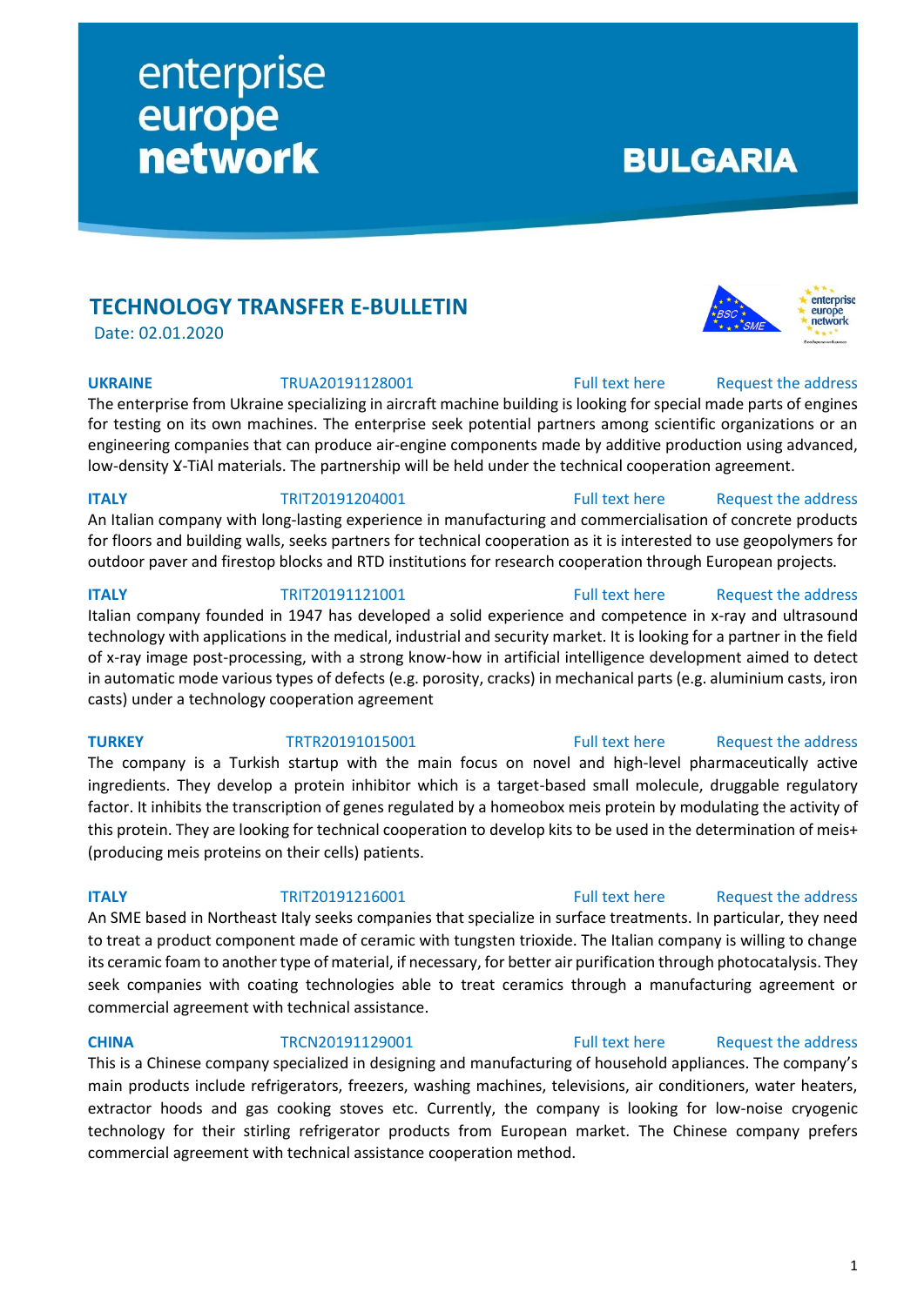enterprise europe network

**BULGARIA**

## TECHNOLOGY TRANSFER E-BULLETIN

Date: 02.01.2020

**UKRAINE** TRUA20191128001 Full text here Request the address

The enterprise from Ukraine specializing in aircraft machine building is looking for special made parts of engines for testing on its own machines. The enterprise seek potential partners among scientific organizations or an engineering companies that can produce air-engine components made by additive production using advanced, low-density $\gamma$-TiAl materials. The partnership will be held under the technical cooperation agreement.

**ITALY** TRIT20191204001 Full text here Request the address

An Italian company with long-lasting experience in manufacturing and commercialisation of concrete products for floors and building walls, seeks partners for technical cooperation as it is interested to use geopolymers for outdoor paver and firestop blocks and RTD institutions for research cooperation through European projects.

**ITALY** TRIT20191121001 Full text here Request the address

Italian company founded in 1947 has developed a solid experience and competence in x-ray and ultrasound technology with applications in the medical, industrial and security market. It is looking for a partner in the field of x-ray image post-processing, with a strong know-how in artificial intelligence development aimed to detect in automatic mode various types of defects (e.g. porosity, cracks) in mechanical parts (e.g. aluminium casts, iron casts) under a technology cooperation agreement

**TURKEY** TRTR20191015001 Full text here Request the address

The company is a Turkish startup with the main focus on novel and high-level pharmaceutically active ingredients. They develop a protein inhibitor which is a target-based small molecule, druggable regulatory factor. It inhibits the transcription of genes regulated by a homeobox meis protein by modulating the activity of this protein. They are looking for technical cooperation to develop kits to be used in the determination of meis+ (producing meis proteins on their cells) patients.

**ITALY** TRIT20191216001 Full text here Request the address

An SME based in Northeast Italy seeks companies that specialize in surface treatments. In particular, they need to treat a product component made of ceramic with tungsten trioxide. The Italian company is willing to change its ceramic foam to another type of material, if necessary, for better air purification through photocatalysis. They seek companies with coating technologies able to treat ceramics through a manufacturing agreement or commercial agreement with technical assistance.

**CHINA** TRCN20191129001 Full text here Request the address

This is a Chinese company specialized in designing and manufacturing of household appliances. The company's main products include refrigerators, freezers, washing machines, televisions, air conditioners, water heaters, extractor hoods and gas cooking stoves etc. Currently, the company is looking for low-noise cryogenic technology for their stirling refrigerator products from European market. The Chinese company prefers commercial agreement with technical assistance cooperation method.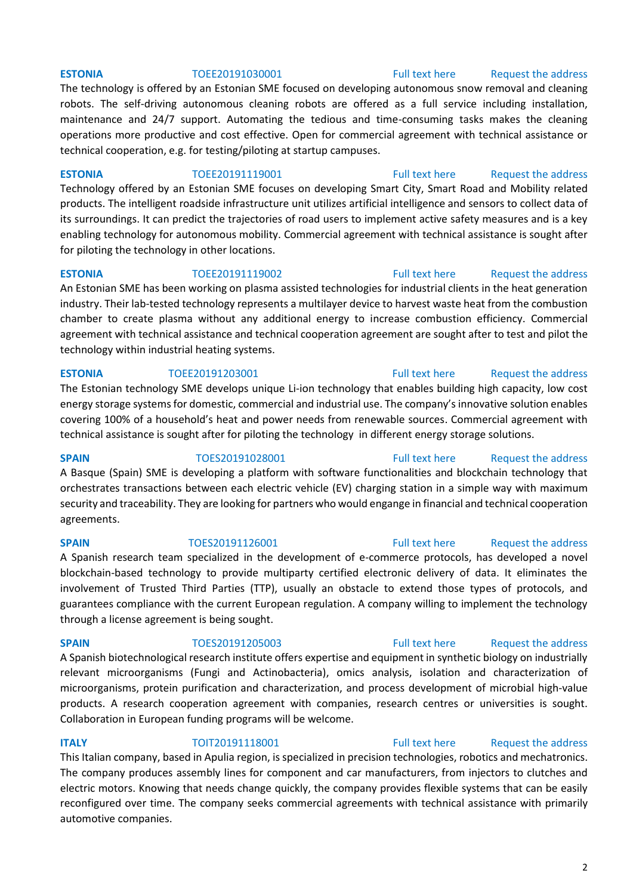**ESTONIA** TOEE20191030001 Full text here Request the address

The technology is offered by an Estonian SME focused on developing autonomous snow removal and cleaning robots. The self-driving autonomous cleaning robots are offered as a full service including installation, maintenance and 24/7 support. Automating the tedious and time-consuming tasks makes the cleaning operations more productive and cost effective. Open for commercial agreement with technical assistance or technical cooperation, e.g. for testing/piloting at startup campuses.

**ESTONIA** TOEE20191119001 Full text here Request the address

Technology offered by an Estonian SME focuses on developing Smart City, Smart Road and Mobility related products. The intelligent roadside infrastructure unit utilizes artificial intelligence and sensors to collect data of its surroundings. It can predict the trajectories of road users to implement active safety measures and is a key enabling technology for autonomous mobility. Commercial agreement with technical assistance is sought after for piloting the technology in other locations.

**ESTONIA** TOEE20191119002 Full text here Request the address

An Estonian SME has been working on plasma assisted technologies for industrial clients in the heat generation industry. Their lab-tested technology represents a multilayer device to harvest waste heat from the combustion chamber to create plasma without any additional energy to increase combustion efficiency. Commercial agreement with technical assistance and technical cooperation agreement are sought after to test and pilot the technology within industrial heating systems.

**ESTONIA** TOEE20191203001 Full text here Request the address

The Estonian technology SME develops unique Li-ion technology that enables building high capacity, low cost energy storage systems for domestic, commercial and industrial use. The company's innovative solution enables covering 100% of a household's heat and power needs from renewable sources. Commercial agreement with technical assistance is sought after for piloting the technology in different energy storage solutions.

**SPAIN** TOES20191028001 Full text here Request the address

A Basque (Spain) SME is developing a platform with software functionalities and blockchain technology that orchestrates transactions between each electric vehicle (EV) charging station in a simple way with maximum security and traceability. They are looking for partners who would engange in financial and technical cooperation agreements.

**SPAIN** TOES20191126001 Full text here Request the address

A Spanish research team specialized in the development of e-commerce protocols, has developed a novel blockchain-based technology to provide multiparty certified electronic delivery of data. It eliminates the involvement of Trusted Third Parties (TTP), usually an obstacle to extend those types of protocols, and guarantees compliance with the current European regulation. A company willing to implement the technology through a license agreement is being sought.

**SPAIN** TOES20191205003 Full text here Request the address

A Spanish biotechnological research institute offers expertise and equipment in synthetic biology on industrially relevant microorganisms (Fungi and Actinobacteria), omics analysis, isolation and characterization of microorganisms, protein purification and characterization, and process development of microbial high-value products. A research cooperation agreement with companies, research centres or universities is sought. Collaboration in European funding programs will be welcome.

**ITALY** TOIT20191118001 Full text here Request the address

This Italian company, based in Apulia region, is specialized in precision technologies, robotics and mechatronics. The company produces assembly lines for component and car manufacturers, from injectors to clutches and electric motors. Knowing that needs change quickly, the company provides flexible systems that can be easily reconfigured over time. The company seeks commercial agreements with technical assistance with primarily automotive companies.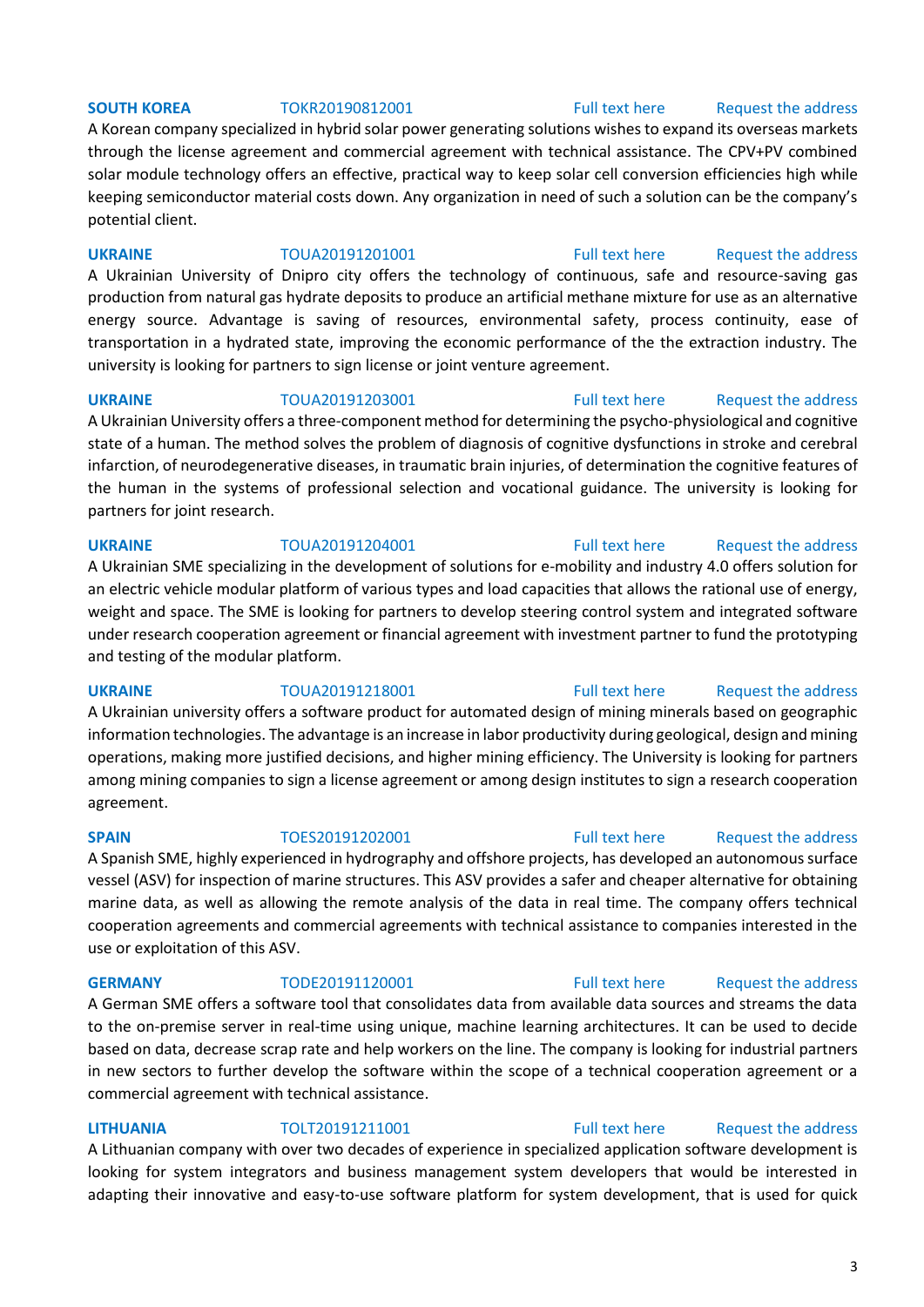**SOUTH KOREA** TOKR20190812001 Full text here Request the address

A Korean company specialized in hybrid solar power generating solutions wishes to expand its overseas markets through the license agreement and commercial agreement with technical assistance. The CPV+PV combined solar module technology offers an effective, practical way to keep solar cell conversion efficiencies high while keeping semiconductor material costs down. Any organization in need of such a solution can be the company's potential client.

**UKRAINE** TOUA20191201001 Full text here Request the address

A Ukrainian University of Dnipro city offers the technology of continuous, safe and resource-saving gas production from natural gas hydrate deposits to produce an artificial methane mixture for use as an alternative energy source. Advantage is saving of resources, environmental safety, process continuity, ease of transportation in a hydrated state, improving the economic performance of the the extraction industry. The university is looking for partners to sign license or joint venture agreement.

**UKRAINE** TOUA20191203001 Full text here Request the address

A Ukrainian University offers a three-component method for determining the psycho-physiological and cognitive state of a human. The method solves the problem of diagnosis of cognitive dysfunctions in stroke and cerebral infarction, of neurodegenerative diseases, in traumatic brain injuries, of determination the cognitive features of the human in the systems of professional selection and vocational guidance. The university is looking for partners for joint research.

**UKRAINE** TOUA20191204001 Full text here Request the address

A Ukrainian SME specializing in the development of solutions for e-mobility and industry 4.0 offers solution for an electric vehicle modular platform of various types and load capacities that allows the rational use of energy, weight and space. The SME is looking for partners to develop steering control system and integrated software under research cooperation agreement or financial agreement with investment partner to fund the prototyping and testing of the modular platform.

**UKRAINE** TOUA20191218001 Full text here Request the address

A Ukrainian university offers a software product for automated design of mining minerals based on geographic information technologies. The advantage is an increase in labor productivity during geological, design and mining operations, making more justified decisions, and higher mining efficiency. The University is looking for partners among mining companies to sign a license agreement or among design institutes to sign a research cooperation agreement.

**SPAIN** TOES20191202001 Full text here Request the address

A Spanish SME, highly experienced in hydrography and offshore projects, has developed an autonomous surface vessel (ASV) for inspection of marine structures. This ASV provides a safer and cheaper alternative for obtaining marine data, as well as allowing the remote analysis of the data in real time. The company offers technical cooperation agreements and commercial agreements with technical assistance to companies interested in the use or exploitation of this ASV.

**GERMANY** TODE20191120001 Full text here Request the address

A German SME offers a software tool that consolidates data from available data sources and streams the data to the on-premise server in real-time using unique, machine learning architectures. It can be used to decide based on data, decrease scrap rate and help workers on the line. The company is looking for industrial partners in new sectors to further develop the software within the scope of a technical cooperation agreement or a commercial agreement with technical assistance.

**LITHUANIA** TOLT20191211001 Full text here Request the address

A Lithuanian company with over two decades of experience in specialized application software development is looking for system integrators and business management system developers that would be interested in adapting their innovative and easy-to-use software platform for system development, that is used for quick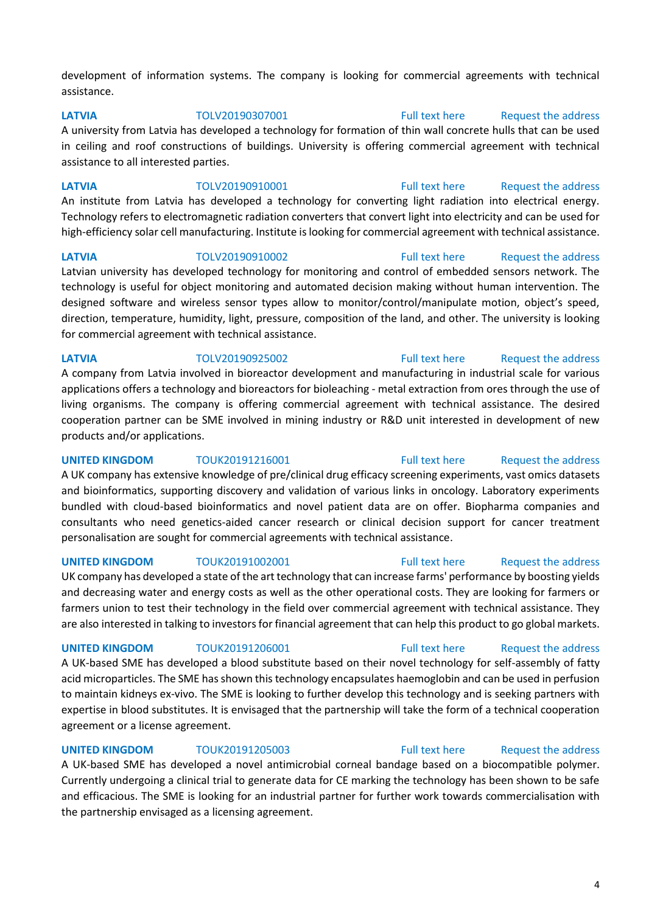development of information systems. The company is looking for commercial agreements with technical assistance.

**LATVIA** TOLV20190307001 Full text here Request the address

A university from Latvia has developed a technology for formation of thin wall concrete hulls that can be used in ceiling and roof constructions of buildings. University is offering commercial agreement with technical assistance to all interested parties.

**LATVIA** TOLV20190910001 Full text here Request the address

An institute from Latvia has developed a technology for converting light radiation into electrical energy. Technology refers to electromagnetic radiation converters that convert light into electricity and can be used for high-efficiency solar cell manufacturing. Institute is looking for commercial agreement with technical assistance.

**LATVIA** TOLV20190910002 Full text here Request the address

Latvian university has developed technology for monitoring and control of embedded sensors network. The technology is useful for object monitoring and automated decision making without human intervention. The designed software and wireless sensor types allow to monitor/control/manipulate motion, object's speed, direction, temperature, humidity, light, pressure, composition of the land, and other. The university is looking for commercial agreement with technical assistance.

**LATVIA** TOLV20190925002 Full text here Request the address

A company from Latvia involved in bioreactor development and manufacturing in industrial scale for various applications offers a technology and bioreactors for bioleaching - metal extraction from ores through the use of living organisms. The company is offering commercial agreement with technical assistance. The desired cooperation partner can be SME involved in mining industry or R&D unit interested in development of new products and/or applications.

**UNITED KINGDOM** TOUK20191216001 Full text here Request the address

A UK company has extensive knowledge of pre/clinical drug efficacy screening experiments, vast omics datasets and bioinformatics, supporting discovery and validation of various links in oncology. Laboratory experiments bundled with cloud-based bioinformatics and novel patient data are on offer. Biopharma companies and consultants who need genetics-aided cancer research or clinical decision support for cancer treatment personalisation are sought for commercial agreements with technical assistance.

**UNITED KINGDOM** TOUK20191002001 Full text here Request the address

UK company has developed a state of the art technology that can increase farms' performance by boosting yields and decreasing water and energy costs as well as the other operational costs. They are looking for farmers or farmers union to test their technology in the field over commercial agreement with technical assistance. They are also interested in talking to investors for financial agreement that can help this product to go global markets.

**UNITED KINGDOM** TOUK20191206001 Full text here Request the address

A UK-based SME has developed a blood substitute based on their novel technology for self-assembly of fatty acid microparticles. The SME has shown this technology encapsulates haemoglobin and can be used in perfusion to maintain kidneys ex-vivo. The SME is looking to further develop this technology and is seeking partners with expertise in blood substitutes. It is envisaged that the partnership will take the form of a technical cooperation agreement or a license agreement.

**UNITED KINGDOM** TOUK20191205003 Full text here Request the address

A UK-based SME has developed a novel antimicrobial corneal bandage based on a biocompatible polymer. Currently undergoing a clinical trial to generate data for CE marking the technology has been shown to be safe and efficacious. The SME is looking for an industrial partner for further work towards commercialisation with the partnership envisaged as a licensing agreement.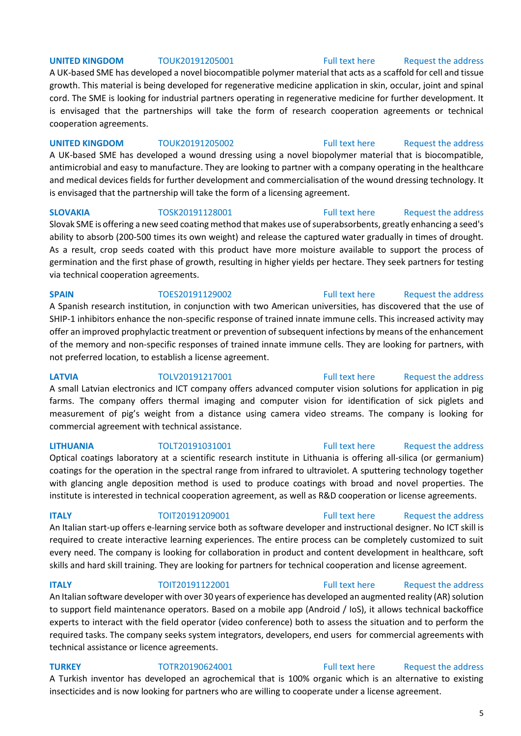**UNITED KINGDOM** TOUK20191205001 Full text here Request the address

A UK-based SME has developed a novel biocompatible polymer material that acts as a scaffold for cell and tissue growth. This material is being developed for regenerative medicine application in skin, occular, joint and spinal cord. The SME is looking for industrial partners operating in regenerative medicine for further development. It is envisaged that the partnerships will take the form of research cooperation agreements or technical cooperation agreements.

**UNITED KINGDOM** TOUK20191205002 Full text here Request the address

A UK-based SME has developed a wound dressing using a novel biopolymer material that is biocompatible, antimicrobial and easy to manufacture. They are looking to partner with a company operating in the healthcare and medical devices fields for further development and commercialisation of the wound dressing technology. It is envisaged that the partnership will take the form of a licensing agreement.

**SLOVAKIA** TOSK20191128001 Full text here Request the address

Slovak SME is offering a new seed coating method that makes use of superabsorbents, greatly enhancing a seed's ability to absorb (200-500 times its own weight) and release the captured water gradually in times of drought. As a result, crop seeds coated with this product have more moisture available to support the process of germination and the first phase of growth, resulting in higher yields per hectare. They seek partners for testing via technical cooperation agreements.

**SPAIN** TOES20191129002 Full text here Request the address

A Spanish research institution, in conjunction with two American universities, has discovered that the use of SHIP-1 inhibitors enhance the non-specific response of trained innate immune cells. This increased activity may offer an improved prophylactic treatment or prevention of subsequent infections by means of the enhancement of the memory and non-specific responses of trained innate immune cells. They are looking for partners, with not preferred location, to establish a license agreement.

**LATVIA** TOLV20191217001 Full text here Request the address

A small Latvian electronics and ICT company offers advanced computer vision solutions for application in pig farms. The company offers thermal imaging and computer vision for identification of sick piglets and measurement of pig's weight from a distance using camera video streams. The company is looking for commercial agreement with technical assistance.

**LITHUANIA** TOLT20191031001 Full text here Request the address

Optical coatings laboratory at a scientific research institute in Lithuania is offering all-silica (or germanium) coatings for the operation in the spectral range from infrared to ultraviolet. A sputtering technology together with glancing angle deposition method is used to produce coatings with broad and novel properties. The institute is interested in technical cooperation agreement, as well as R&D cooperation or license agreements.

**ITALY** TOIT20191209001 Full text here Request the address

An Italian start-up offers e-learning service both as software developer and instructional designer. No ICT skill is required to create interactive learning experiences. The entire process can be completely customized to suit every need. The company is looking for collaboration in product and content development in healthcare, soft skills and hard skill training. They are looking for partners for technical cooperation and license agreement.

**ITALY** TOIT20191122001 Full text here Request the address

An Italian software developer with over 30 years of experience has developed an augmented reality (AR) solution to support field maintenance operators. Based on a mobile app (Android / IoS), it allows technical backoffice experts to interact with the field operator (video conference) both to assess the situation and to perform the required tasks. The company seeks system integrators, developers, end users for commercial agreements with technical assistance or licence agreements.

**TURKEY** TOTR20190624001 Full text here Request the address

A Turkish inventor has developed an agrochemical that is 100% organic which is an alternative to existing insecticides and is now looking for partners who are willing to cooperate under a license agreement.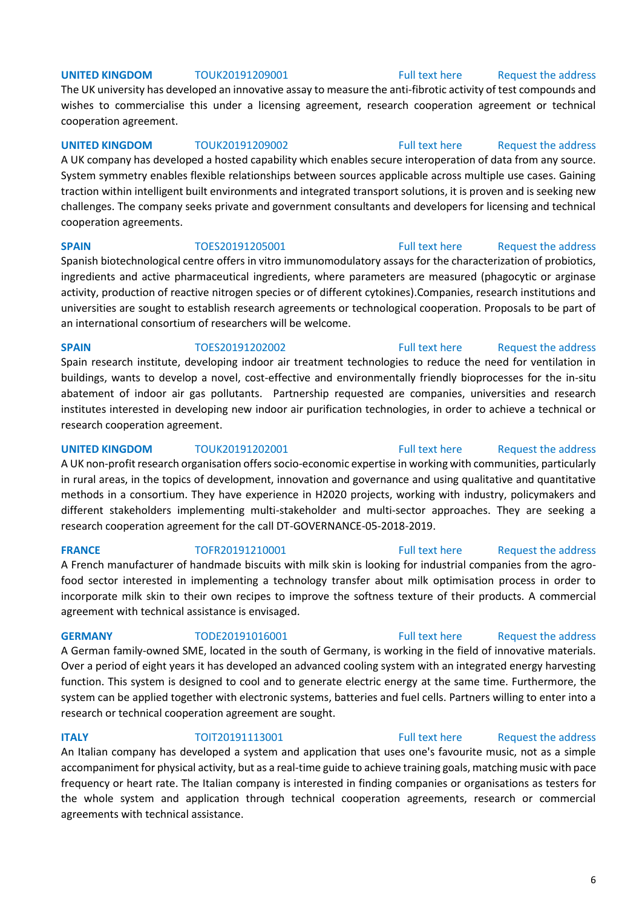**UNITED KINGDOM** TOUK20191209001 Full text here Request the address

The UK university has developed an innovative assay to measure the anti-fibrotic activity of test compounds and wishes to commercialise this under a licensing agreement, research cooperation agreement or technical cooperation agreement.

**UNITED KINGDOM** TOUK20191209002 Full text here Request the address

A UK company has developed a hosted capability which enables secure interoperation of data from any source. System symmetry enables flexible relationships between sources applicable across multiple use cases. Gaining traction within intelligent built environments and integrated transport solutions, it is proven and is seeking new challenges. The company seeks private and government consultants and developers for licensing and technical cooperation agreements.

**SPAIN** TOES20191205001 Full text here Request the address

Spanish biotechnological centre offers in vitro immunomodulatory assays for the characterization of probiotics, ingredients and active pharmaceutical ingredients, where parameters are measured (phagocytic or arginase activity, production of reactive nitrogen species or of different cytokines).Companies, research institutions and universities are sought to establish research agreements or technological cooperation. Proposals to be part of an international consortium of researchers will be welcome.

**SPAIN** TOES20191202002 Full text here Request the address

Spain research institute, developing indoor air treatment technologies to reduce the need for ventilation in buildings, wants to develop a novel, cost-effective and environmentally friendly bioprocesses for the in-situ abatement of indoor air gas pollutants. Partnership requested are companies, universities and research institutes interested in developing new indoor air purification technologies, in order to achieve a technical or research cooperation agreement.

**UNITED KINGDOM** TOUK20191202001 Full text here Request the address

A UK non-profit research organisation offers socio-economic expertise in working with communities, particularly in rural areas, in the topics of development, innovation and governance and using qualitative and quantitative methods in a consortium. They have experience in H2020 projects, working with industry, policymakers and different stakeholders implementing multi-stakeholder and multi-sector approaches. They are seeking a research cooperation agreement for the call DT-GOVERNANCE-05-2018-2019.

**FRANCE** TOFR20191210001 Full text here Request the address

A French manufacturer of handmade biscuits with milk skin is looking for industrial companies from the agro-food sector interested in implementing a technology transfer about milk optimisation process in order to incorporate milk skin to their own recipes to improve the softness texture of their products. A commercial agreement with technical assistance is envisaged.

**GERMANY** TODE20191016001 Full text here Request the address

A German family-owned SME, located in the south of Germany, is working in the field of innovative materials. Over a period of eight years it has developed an advanced cooling system with an integrated energy harvesting function. This system is designed to cool and to generate electric energy at the same time. Furthermore, the system can be applied together with electronic systems, batteries and fuel cells. Partners willing to enter into a research or technical cooperation agreement are sought.

**ITALY** TOIT20191113001 Full text here Request the address

An Italian company has developed a system and application that uses one's favourite music, not as a simple accompaniment for physical activity, but as a real-time guide to achieve training goals, matching music with pace frequency or heart rate. The Italian company is interested in finding companies or organisations as testers for the whole system and application through technical cooperation agreements, research or commercial agreements with technical assistance.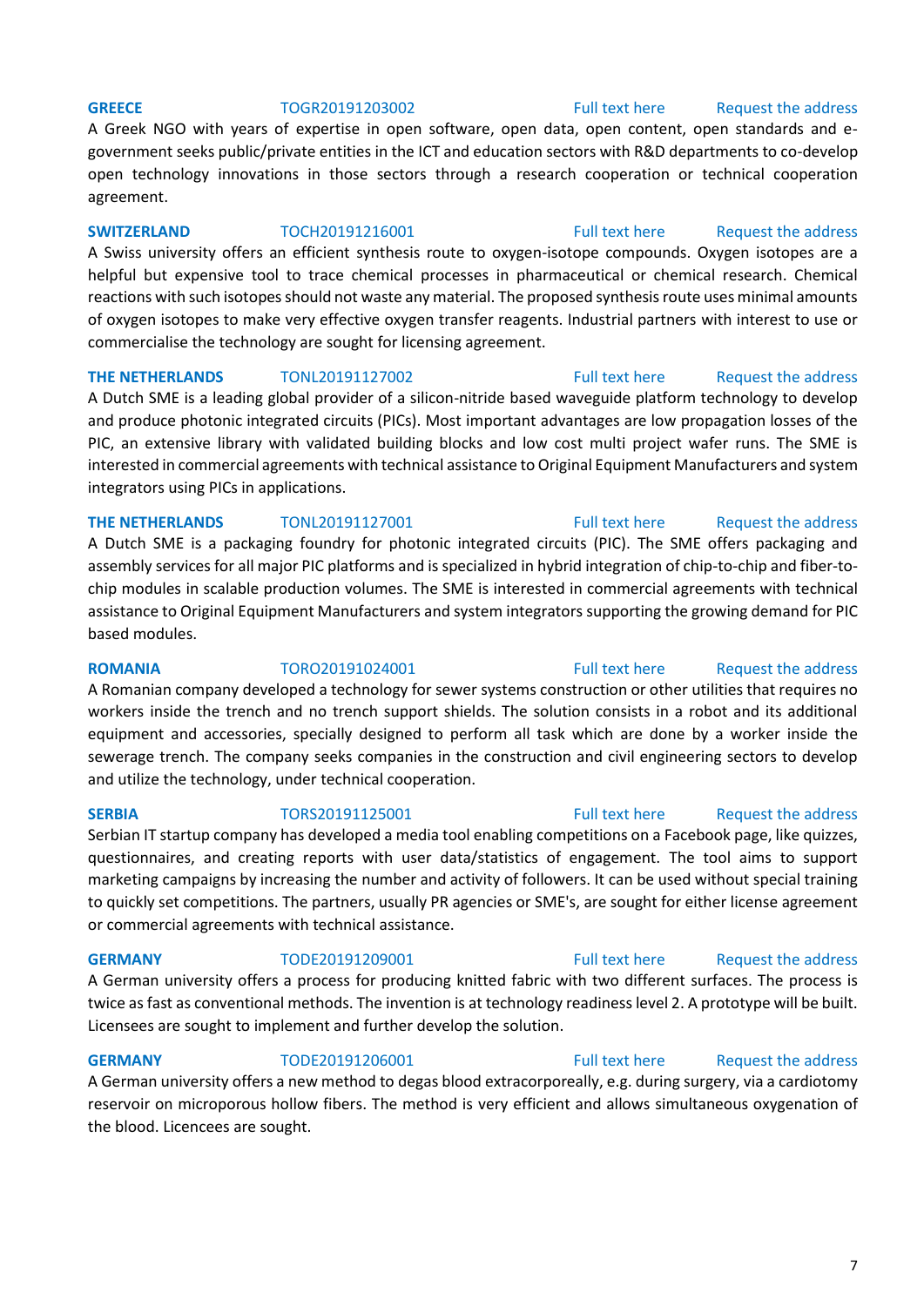**GREECE** TOGR20191203002 Full text here Request the address

A Greek NGO with years of expertise in open software, open data, open content, open standards and e-government seeks public/private entities in the ICT and education sectors with R&D departments to co-develop open technology innovations in those sectors through a research cooperation or technical cooperation agreement.

**SWITZERLAND** TOCH20191216001 Full text here Request the address

A Swiss university offers an efficient synthesis route to oxygen-isotope compounds. Oxygen isotopes are a helpful but expensive tool to trace chemical processes in pharmaceutical or chemical research. Chemical reactions with such isotopes should not waste any material. The proposed synthesis route uses minimal amounts of oxygen isotopes to make very effective oxygen transfer reagents. Industrial partners with interest to use or commercialise the technology are sought for licensing agreement.

**THE NETHERLANDS** TONL20191127002 Full text here Request the address

A Dutch SME is a leading global provider of a silicon-nitride based waveguide platform technology to develop and produce photonic integrated circuits (PICs). Most important advantages are low propagation losses of the PIC, an extensive library with validated building blocks and low cost multi project wafer runs. The SME is interested in commercial agreements with technical assistance to Original Equipment Manufacturers and system integrators using PICs in applications.

**THE NETHERLANDS** TONL20191127001 Full text here Request the address

A Dutch SME is a packaging foundry for photonic integrated circuits (PIC). The SME offers packaging and assembly services for all major PIC platforms and is specialized in hybrid integration of chip-to-chip and fiber-to-chip modules in scalable production volumes. The SME is interested in commercial agreements with technical assistance to Original Equipment Manufacturers and system integrators supporting the growing demand for PIC based modules.

**ROMANIA** TORO20191024001 Full text here Request the address

A Romanian company developed a technology for sewer systems construction or other utilities that requires no workers inside the trench and no trench support shields. The solution consists in a robot and its additional equipment and accessories, specially designed to perform all task which are done by a worker inside the sewerage trench. The company seeks companies in the construction and civil engineering sectors to develop and utilize the technology, under technical cooperation.

**SERBIA** TORS20191125001 Full text here Request the address

Serbian IT startup company has developed a media tool enabling competitions on a Facebook page, like quizzes, questionnaires, and creating reports with user data/statistics of engagement. The tool aims to support marketing campaigns by increasing the number and activity of followers. It can be used without special training to quickly set competitions. The partners, usually PR agencies or SME's, are sought for either license agreement or commercial agreements with technical assistance.

**GERMANY** TODE20191209001 Full text here Request the address

A German university offers a process for producing knitted fabric with two different surfaces. The process is twice as fast as conventional methods. The invention is at technology readiness level 2. A prototype will be built. Licensees are sought to implement and further develop the solution.

**GERMANY** TODE20191206001 Full text here Request the address

A German university offers a new method to degas blood extracorporeally, e.g. during surgery, via a cardiotomy reservoir on microporous hollow fibers. The method is very efficient and allows simultaneous oxygenation of the blood. Licencees are sought.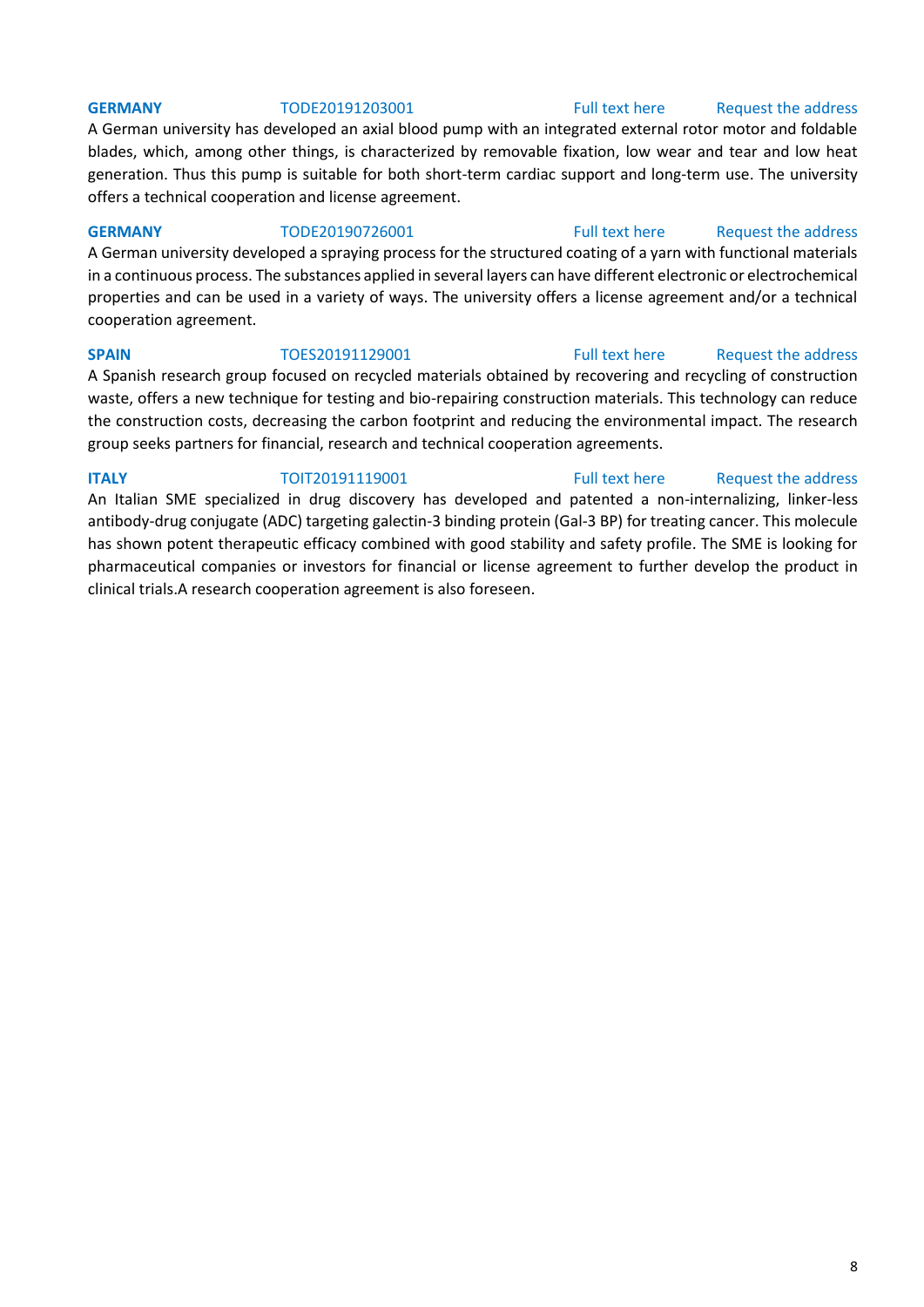**GERMANY** TODE20191203001 Full text here Request the address

A German university has developed an axial blood pump with an integrated external rotor motor and foldable blades, which, among other things, is characterized by removable fixation, low wear and tear and low heat generation. Thus this pump is suitable for both short-term cardiac support and long-term use. The university offers a technical cooperation and license agreement.

**GERMANY** TODE20190726001 Full text here Request the address

A German university developed a spraying process for the structured coating of a yarn with functional materials in a continuous process. The substances applied in several layers can have different electronic or electrochemical properties and can be used in a variety of ways. The university offers a license agreement and/or a technical cooperation agreement.

**SPAIN** TOES20191129001 Full text here Request the address

A Spanish research group focused on recycled materials obtained by recovering and recycling of construction waste, offers a new technique for testing and bio-repairing construction materials. This technology can reduce the construction costs, decreasing the carbon footprint and reducing the environmental impact. The research group seeks partners for financial, research and technical cooperation agreements.

**ITALY** TOIT20191119001 Full text here Request the address

An Italian SME specialized in drug discovery has developed and patented a non-internalizing, linker-less antibody-drug conjugate (ADC) targeting galectin-3 binding protein (Gal-3 BP) for treating cancer. This molecule has shown potent therapeutic efficacy combined with good stability and safety profile. The SME is looking for pharmaceutical companies or investors for financial or license agreement to further develop the product in clinical trials.A research cooperation agreement is also foreseen.